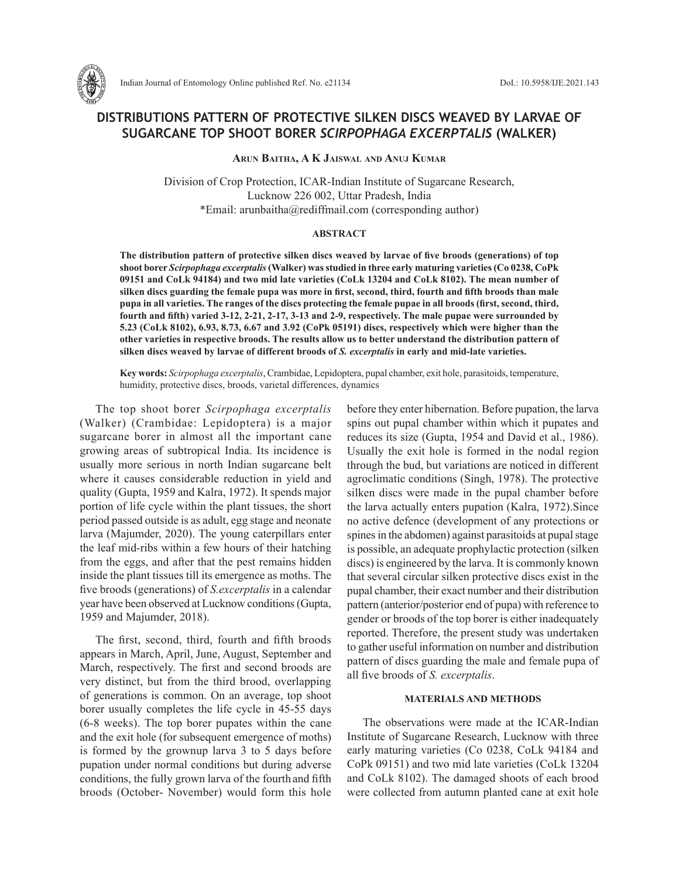# DISTRIBUTIONS PATTERN OF PROTECTIVE SILKEN DISCS WEAVED BY LARVAE OF SUGARCANE TOP SHOOT BORER *SCIRPOPHAGA EXCERPTALIS* (WALKER)

**Arun Baitha, A K Jaiswal and Anuj Kumar**

Division of Crop Protection, ICAR-Indian Institute of Sugarcane Research, Lucknow 226 002, Uttar Pradesh, India
*Email: arunbaitha@rediffmail.com (corresponding author)

## ABSTRACT

**The distribution pattern of protective silken discs weaved by larvae of five broods (generations) of top shoot borer *Scirpophaga excerptalis* (Walker) was studied in three early maturing varieties (Co 0238, CoPk 09151 and CoLk 94184) and two mid late varieties (CoLk 13204 and CoLk 8102). The mean number of silken discs guarding the female pupa was more in first, second, third, fourth and fifth broods than male pupa in all varieties. The ranges of the discs protecting the female pupae in all broods (first, second, third, fourth and fifth) varied 3-12, 2-21, 2-17, 3-13 and 2-9, respectively. The male pupae were surrounded by 5.23 (CoLk 8102), 6.93, 8.73, 6.67 and 3.92 (CoPk 05191) discs, respectively which were higher than the other varieties in respective broods. The results allow us to better understand the distribution pattern of silken discs weaved by larvae of different broods of *S. excerptalis* in early and mid-late varieties.**

**Key words:** *Scirpophaga excerptalis*, Crambidae, Lepidoptera, pupal chamber, exit hole, parasitoids, temperature, humidity, protective discs, broods, varietal differences, dynamics

The top shoot borer *Scirpophaga excerptalis* (Walker) (Crambidae: Lepidoptera) is a major sugarcane borer in almost all the important cane growing areas of subtropical India. Its incidence is usually more serious in north Indian sugarcane belt where it causes considerable reduction in yield and quality (Gupta, 1959 and Kalra, 1972). It spends major portion of life cycle within the plant tissues, the short period passed outside is as adult, egg stage and neonate larva (Majumder, 2020). The young caterpillars enter the leaf mid-ribs within a few hours of their hatching from the eggs, and after that the pest remains hidden inside the plant tissues till its emergence as moths. The five broods (generations) of *S.excerptalis* in a calendar year have been observed at Lucknow conditions (Gupta, 1959 and Majumder, 2018).

The first, second, third, fourth and fifth broods appears in March, April, June, August, September and March, respectively. The first and second broods are very distinct, but from the third brood, overlapping of generations is common. On an average, top shoot borer usually completes the life cycle in 45-55 days (6-8 weeks). The top borer pupates within the cane and the exit hole (for subsequent emergence of moths) is formed by the grownup larva 3 to 5 days before pupation under normal conditions but during adverse conditions, the fully grown larva of the fourth and fifth broods (October- November) would form this hole before they enter hibernation. Before pupation, the larva spins out pupal chamber within which it pupates and reduces its size (Gupta, 1954 and David et al., 1986). Usually the exit hole is formed in the nodal region through the bud, but variations are noticed in different agroclimatic conditions (Singh, 1978). The protective silken discs were made in the pupal chamber before the larva actually enters pupation (Kalra, 1972).Since no active defence (development of any protections or spines in the abdomen) against parasitoids at pupal stage is possible, an adequate prophylactic protection (silken discs) is engineered by the larva. It is commonly known that several circular silken protective discs exist in the pupal chamber, their exact number and their distribution pattern (anterior/posterior end of pupa) with reference to gender or broods of the top borer is either inadequately reported. Therefore, the present study was undertaken to gather useful information on number and distribution pattern of discs guarding the male and female pupa of all five broods of *S. excerptalis*.

## MATERIALS AND METHODS

The observations were made at the ICAR-Indian Institute of Sugarcane Research, Lucknow with three early maturing varieties (Co 0238, CoLk 94184 and CoPk 09151) and two mid late varieties (CoLk 13204 and CoLk 8102). The damaged shoots of each brood were collected from autumn planted cane at exit hole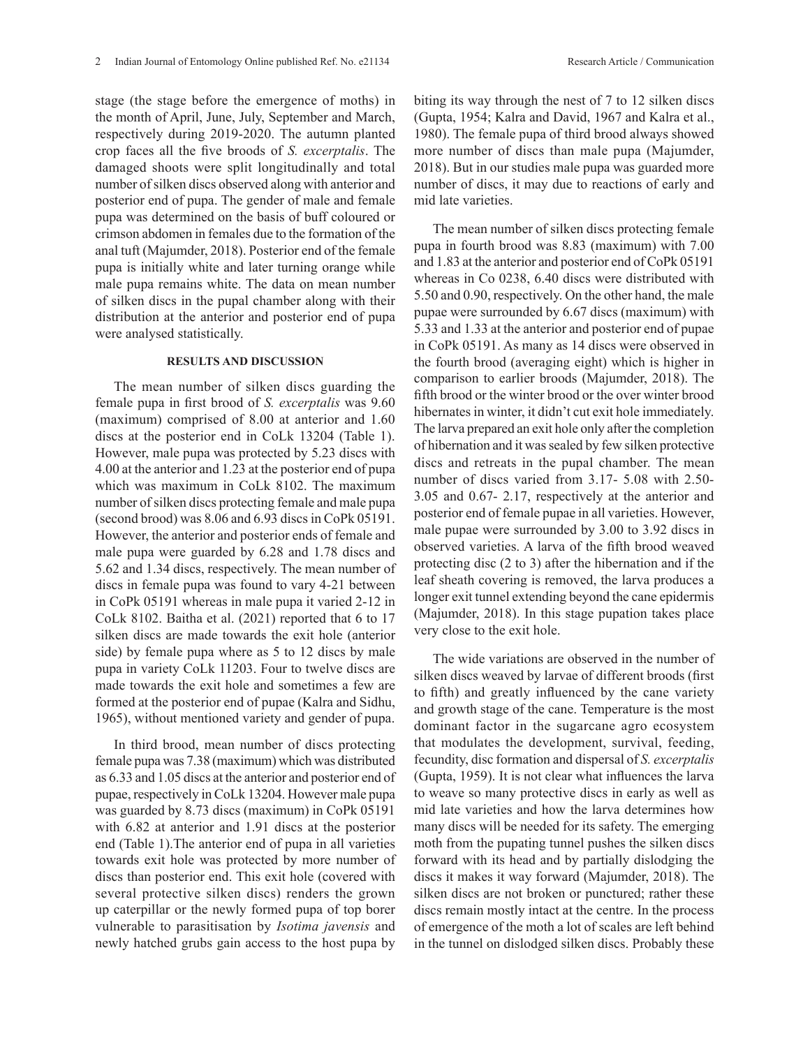stage (the stage before the emergence of moths) in the month of April, June, July, September and March, respectively during 2019-2020. The autumn planted crop faces all the five broods of *S. excerptalis*. The damaged shoots were split longitudinally and total number of silken discs observed along with anterior and posterior end of pupa. The gender of male and female pupa was determined on the basis of buff coloured or crimson abdomen in females due to the formation of the anal tuft (Majumder, 2018). Posterior end of the female pupa is initially white and later turning orange while male pupa remains white. The data on mean number of silken discs in the pupal chamber along with their distribution at the anterior and posterior end of pupa were analysed statistically.

## RESULTS AND DISCUSSION

The mean number of silken discs guarding the female pupa in first brood of *S. excerptalis* was 9.60 (maximum) comprised of 8.00 at anterior and 1.60 discs at the posterior end in CoLk 13204 (Table 1). However, male pupa was protected by 5.23 discs with 4.00 at the anterior and 1.23 at the posterior end of pupa which was maximum in CoLk 8102. The maximum number of silken discs protecting female and male pupa (second brood) was 8.06 and 6.93 discs in CoPk 05191. However, the anterior and posterior ends of female and male pupa were guarded by 6.28 and 1.78 discs and 5.62 and 1.34 discs, respectively. The mean number of discs in female pupa was found to vary 4-21 between in CoPk 05191 whereas in male pupa it varied 2-12 in CoLk 8102. Baitha et al. (2021) reported that 6 to 17 silken discs are made towards the exit hole (anterior side) by female pupa where as 5 to 12 discs by male pupa in variety CoLk 11203. Four to twelve discs are made towards the exit hole and sometimes a few are formed at the posterior end of pupae (Kalra and Sidhu, 1965), without mentioned variety and gender of pupa.

In third brood, mean number of discs protecting female pupa was 7.38 (maximum) which was distributed as 6.33 and 1.05 discs at the anterior and posterior end of pupae, respectively in CoLk 13204. However male pupa was guarded by 8.73 discs (maximum) in CoPk 05191 with 6.82 at anterior and 1.91 discs at the posterior end (Table 1).The anterior end of pupa in all varieties towards exit hole was protected by more number of discs than posterior end. This exit hole (covered with several protective silken discs) renders the grown up caterpillar or the newly formed pupa of top borer vulnerable to parasitisation by *Isotima javensis* and newly hatched grubs gain access to the host pupa by biting its way through the nest of 7 to 12 silken discs (Gupta, 1954; Kalra and David, 1967 and Kalra et al., 1980). The female pupa of third brood always showed more number of discs than male pupa (Majumder, 2018). But in our studies male pupa was guarded more number of discs, it may due to reactions of early and mid late varieties.

The mean number of silken discs protecting female pupa in fourth brood was 8.83 (maximum) with 7.00 and 1.83 at the anterior and posterior end of CoPk 05191 whereas in Co 0238, 6.40 discs were distributed with 5.50 and 0.90, respectively. On the other hand, the male pupae were surrounded by 6.67 discs (maximum) with 5.33 and 1.33 at the anterior and posterior end of pupae in CoPk 05191. As many as 14 discs were observed in the fourth brood (averaging eight) which is higher in comparison to earlier broods (Majumder, 2018). The fifth brood or the winter brood or the over winter brood hibernates in winter, it didn't cut exit hole immediately. The larva prepared an exit hole only after the completion of hibernation and it was sealed by few silken protective discs and retreats in the pupal chamber. The mean number of discs varied from 3.17- 5.08 with 2.50- 3.05 and 0.67- 2.17, respectively at the anterior and posterior end of female pupae in all varieties. However, male pupae were surrounded by 3.00 to 3.92 discs in observed varieties. A larva of the fifth brood weaved protecting disc (2 to 3) after the hibernation and if the leaf sheath covering is removed, the larva produces a longer exit tunnel extending beyond the cane epidermis (Majumder, 2018). In this stage pupation takes place very close to the exit hole.

The wide variations are observed in the number of silken discs weaved by larvae of different broods (first to fifth) and greatly influenced by the cane variety and growth stage of the cane. Temperature is the most dominant factor in the sugarcane agro ecosystem that modulates the development, survival, feeding, fecundity, disc formation and dispersal of *S. excerptalis* (Gupta, 1959). It is not clear what influences the larva to weave so many protective discs in early as well as mid late varieties and how the larva determines how many discs will be needed for its safety. The emerging moth from the pupating tunnel pushes the silken discs forward with its head and by partially dislodging the discs it makes it way forward (Majumder, 2018). The silken discs are not broken or punctured; rather these discs remain mostly intact at the centre. In the process of emergence of the moth a lot of scales are left behind in the tunnel on dislodged silken discs. Probably these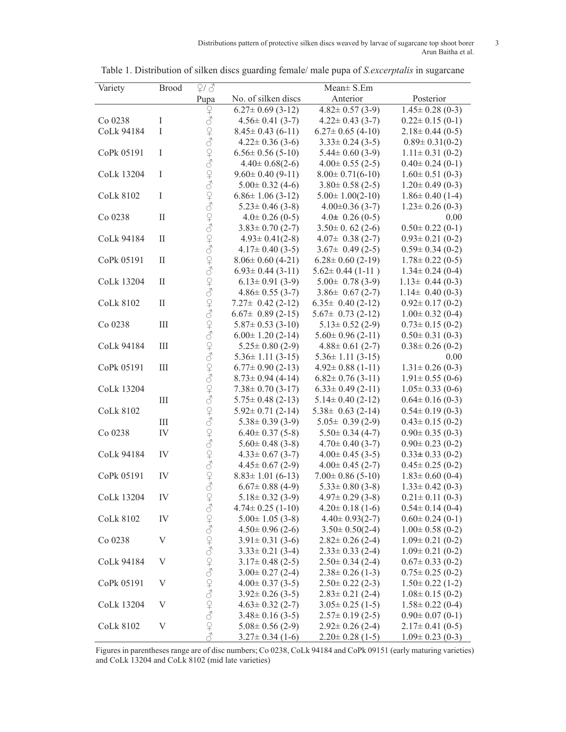Table 1. Distribution of silken discs guarding female/ male pupa of *S.excerptalis* in sugarcane

| Variety | Brood | ♀/♂ | Mean± S.Em | | |
|---|---|---|---|---|---|
| | | Pupa | No. of silken discs | Anterior | Posterior |
| | | ♀ | 6.27± 0.69 (3-12) | 4.82± 0.57 (3-9) | 1.45± 0.28 (0-3) |
| Co 0238 | I | ♂ | 4.56± 0.41 (3-7) | 4.22± 0.43 (3-7) | 0.22± 0.15 (0-1) |
| CoLk 94184 | I | ♀ | 8.45± 0.43 (6-11) | 6.27± 0.65 (4-10) | 2.18± 0.44 (0-5) |
| | | ♂ | 4.22± 0.36 (3-6) | 3.33± 0.24 (3-5) | 0.89± 0.31(0-2) |
| CoPk 05191 | I | ♀ | 6.56± 0.56 (5-10) | 5.44± 0.60 (3-9) | 1.11± 0.31 (0-2) |
| | | ♂ | 4.40± 0.68(2-6) | 4.00± 0.55 (2-5) | 0.40± 0.24 (0-1) |
| CoLk 13204 | I | ♀ | 9.60± 0.40 (9-11) | 8.00± 0.71(6-10) | 1.60± 0.51 (0-3) |
| | | ♂ | 5.00± 0.32 (4-6) | 3.80± 0.58 (2-5) | 1.20± 0.49 (0-3) |
| CoLk 8102 | I | ♀ | 6.86± 1.06 (3-12) | 5.00± 1.00(2-10) | 1.86± 0.40 (1-4) |
| | | ♂ | 5.23± 0.46 (3-8) | 4.00±0.36 (3-7) | 1.23± 0.26 (0-3) |
| Co 0238 | II | ♀ | 4.0± 0.26 (0-5) | 4.0± 0.26 (0-5) | 0.00 |
| | | ♂ | 3.83± 0.70 (2-7) | 3.50± 0. 62 (2-6) | 0.50± 0.22 (0-1) |
| CoLk 94184 | II | ♀ | 4.93± 0.41(2-8) | 4.07± 0.38 (2-7) | 0.93± 0.21 (0-2) |
| | | ♂ | 4.17± 0.40 (3-5) | 3.67± 0.49 (2-5) | 0.59± 0.34 (0-2) |
| CoPk 05191 | II | ♀ | 8.06± 0.60 (4-21) | 6.28± 0.60 (2-19) | 1.78± 0.22 (0-5) |
| | | ♂ | 6.93± 0.44 (3-11) | 5.62± 0.44 (1-11 ) | 1.34± 0.24 (0-4) |
| CoLk 13204 | II | ♀ | 6.13± 0.91 (3-9) | 5.00± 0.78 (3-9) | 1.13± 0.44 (0-3) |
| | | ♂ | 4.86± 0.55 (3-7) | 3.86± 0.67 (2-7) | 1.14± 0.40 (0-3) |
| CoLk 8102 | II | ♀ | 7.27± 0.42 (2-12) | 6.35± 0.40 (2-12) | 0.92± 0.17 (0-2) |
| | | ♂ | 6.67± 0.89 (2-15) | 5.67± 0.73 (2-12) | 1.00± 0.32 (0-4) |
| Co 0238 | III | ♀ | 5.87± 0.53 (3-10) | 5.13± 0.52 (2-9) | 0.73± 0.15 (0-2) |
| | | ♂ | 6.00± 1.20 (2-14) | 5.60± 0.96 (2-11) | 0.50± 0.31 (0-3) |
| CoLk 94184 | III | ♀ | 5.25± 0.80 (2-9) | 4.88± 0.61 (2-7) | 0.38± 0.26 (0-2) |
| | | ♂ | 5.36± 1.11 (3-15) | 5.36± 1.11 (3-15) | 0.00 |
| CoPk 05191 | III | ♀ | 6.77± 0.90 (2-13) | 4.92± 0.88 (1-11) | 1.31± 0.26 (0-3) |
| | | ♂ | 8.73± 0.94 (4-14) | 6.82± 0.76 (3-11) | 1.91± 0.55 (0-6) |
| CoLk 13204 | | ♀ | 7.38± 0.70 (3-17) | 6.33± 0.49 (2-11) | 1.05± 0.33 (0-6) |
| | III | ♂ | 5.75± 0.48 (2-13) | 5.14± 0.40 (2-12) | 0.64± 0.16 (0-3) |
| CoLk 8102 | | ♀ | 5.92± 0.71 (2-14) | 5.38± 0.63 (2-14) | 0.54± 0.19 (0-3) |
| | III | ♂ | 5.38± 0.39 (3-9) | 5.05± 0.39 (2-9) | 0.43± 0.15 (0-2) |
| Co 0238 | IV | ♀ | 6.40± 0.37 (5-8) | 5.50± 0.34 (4-7) | 0.90± 0.35 (0-3) |
| | | ♂ | 5.60± 0.48 (3-8) | 4.70± 0.40 (3-7) | 0.90± 0.23 (0-2) |
| CoLk 94184 | IV | ♀ | 4.33± 0.67 (3-7) | 4.00± 0.45 (3-5) | 0.33± 0.33 (0-2) |
| | | ♂ | 4.45± 0.67 (2-9) | 4.00± 0.45 (2-7) | 0.45± 0.25 (0-2) |
| CoPk 05191 | IV | ♀ | 8.83± 1.01 (6-13) | 7.00± 0.86 (5-10) | 1.83± 0.60 (0-4) |
| | | ♂ | 6.67± 0.88 (4-9) | 5.33± 0.80 (3-8) | 1.33± 0.42 (0-3) |
| CoLk 13204 | IV | ♀ | 5.18± 0.32 (3-9) | 4.97± 0.29 (3-8) | 0.21± 0.11 (0-3) |
| | | ♂ | 4.74± 0.25 (1-10) | 4.20± 0.18 (1-6) | 0.54± 0.14 (0-4) |
| CoLk 8102 | IV | ♀ | 5.00± 1.05 (3-8) | 4.40± 0.93(2-7) | 0.60± 0.24 (0-1) |
| | | ♂ | 4.50± 0.96 (2-6) | 3.50± 0.50(2-4) | 1.00± 0.58 (0-2) |
| Co 0238 | V | ♀ | 3.91± 0.31 (3-6) | 2.82± 0.26 (2-4) | 1.09± 0.21 (0-2) |
| | | ♂ | 3.33± 0.21 (3-4) | 2.33± 0.33 (2-4) | 1.09± 0.21 (0-2) |
| CoLk 94184 | V | ♀ | 3.17± 0.48 (2-5) | 2.50± 0.34 (2-4) | 0.67± 0.33 (0-2) |
| | | ♂ | 3.00± 0.27 (2-4) | 2.38± 0.26 (1-3) | 0.75± 0.25 (0-2) |
| CoPk 05191 | V | ♀ | 4.00± 0.37 (3-5) | 2.50± 0.22 (2-3) | 1.50± 0.22 (1-2) |
| | | ♂ | 3.92± 0.26 (3-5) | 2.83± 0.21 (2-4) | 1.08± 0.15 (0-2) |
| CoLk 13204 | V | ♀ | 4.63± 0.32 (2-7) | 3.05± 0.25 (1-5) | 1.58± 0.22 (0-4) |
| | | ♂ | 3.48± 0.16 (3-5) | 2.57± 0.19 (2-5) | 0.90± 0.07 (0-1) |
| CoLk 8102 | V | ♀ | 5.08± 0.56 (2-9) | 2.92± 0.26 (2-4) | 2.17± 0.41 (0-5) |
| | | ♂ | 3.27± 0.34 (1-6) | 2.20± 0.28 (1-5) | 1.09± 0.23 (0-3) |

Figures in parentheses range are of disc numbers; Co 0238, CoLk 94184 and CoPk 09151 (early maturing varieties) and CoLk 13204 and CoLk 8102 (mid late varieties)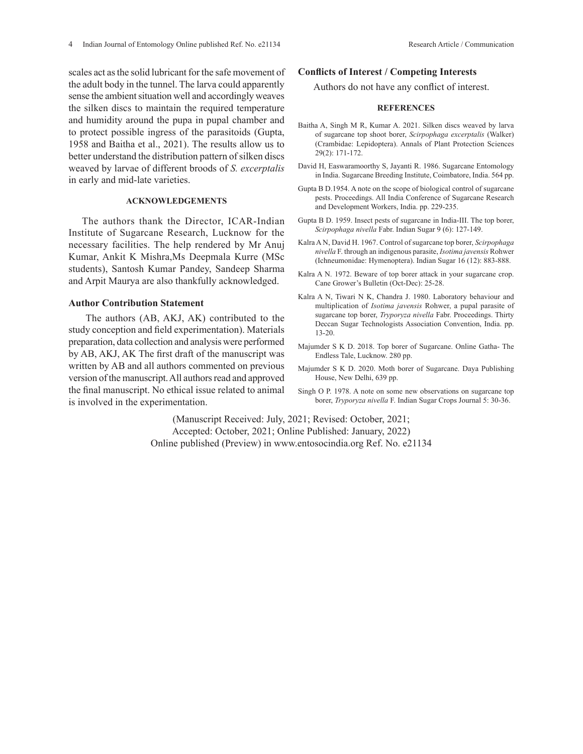scales act as the solid lubricant for the safe movement of the adult body in the tunnel. The larva could apparently sense the ambient situation well and accordingly weaves the silken discs to maintain the required temperature and humidity around the pupa in pupal chamber and to protect possible ingress of the parasitoids (Gupta, 1958 and Baitha et al., 2021). The results allow us to better understand the distribution pattern of silken discs weaved by larvae of different broods of *S. excerptalis* in early and mid-late varieties.

## ACKNOWLEDGEMENTS

The authors thank the Director, ICAR-Indian Institute of Sugarcane Research, Lucknow for the necessary facilities. The help rendered by Mr Anuj Kumar, Ankit K Mishra,Ms Deepmala Kurre (MSc students), Santosh Kumar Pandey, Sandeep Sharma and Arpit Maurya are also thankfully acknowledged.

### Author Contribution Statement

The authors (AB, AKJ, AK) contributed to the study conception and field experimentation). Materials preparation, data collection and analysis were performed by AB, AKJ, AK The first draft of the manuscript was written by AB and all authors commented on previous version of the manuscript. All authors read and approved the final manuscript. No ethical issue related to animal is involved in the experimentation.

### Conflicts of Interest / Competing Interests

Authors do not have any conflict of interest.

## REFERENCES

Baitha A, Singh M R, Kumar A. 2021. Silken discs weaved by larva of sugarcane top shoot borer, *Scirpophaga excerptalis* (Walker) (Crambidae: Lepidoptera). Annals of Plant Protection Sciences 29(2): 171-172.

David H, Easwaramoorthy S, Jayanti R. 1986. Sugarcane Entomology in India. Sugarcane Breeding Institute, Coimbatore, India. 564 pp.

Gupta B D.1954. A note on the scope of biological control of sugarcane pests. Proceedings. All India Conference of Sugarcane Research and Development Workers, India. pp. 229-235.

Gupta B D. 1959. Insect pests of sugarcane in India-III. The top borer, *Scirpophaga nivella* Fabr. Indian Sugar 9 (6): 127-149.

Kalra A N, David H. 1967. Control of sugarcane top borer, *Scirpophaga nivella* F. through an indigenous parasite, *Isotima javensis* Rohwer (Ichneumonidae: Hymenoptera). Indian Sugar 16 (12): 883-888.

Kalra A N. 1972. Beware of top borer attack in your sugarcane crop. Cane Grower's Bulletin (Oct-Dec): 25-28.

Kalra A N, Tiwari N K, Chandra J. 1980. Laboratory behaviour and multiplication of *Isotima javensis* Rohwer, a pupal parasite of sugarcane top borer, *Tryporyza nivella* Fabr. Proceedings. Thirty Deccan Sugar Technologists Association Convention, India. pp. 13-20.

Majumder S K D. 2018. Top borer of Sugarcane. Online Gatha- The Endless Tale, Lucknow. 280 pp.

Majumder S K D. 2020. Moth borer of Sugarcane. Daya Publishing House, New Delhi, 639 pp.

Singh O P. 1978. A note on some new observations on sugarcane top borer, *Tryporyza nivella* F. Indian Sugar Crops Journal 5: 30-36.

(Manuscript Received: July, 2021; Revised: October, 2021; Accepted: October, 2021; Online Published: January, 2022)
Online published (Preview) in www.entosocindia.org Ref. No. e21134